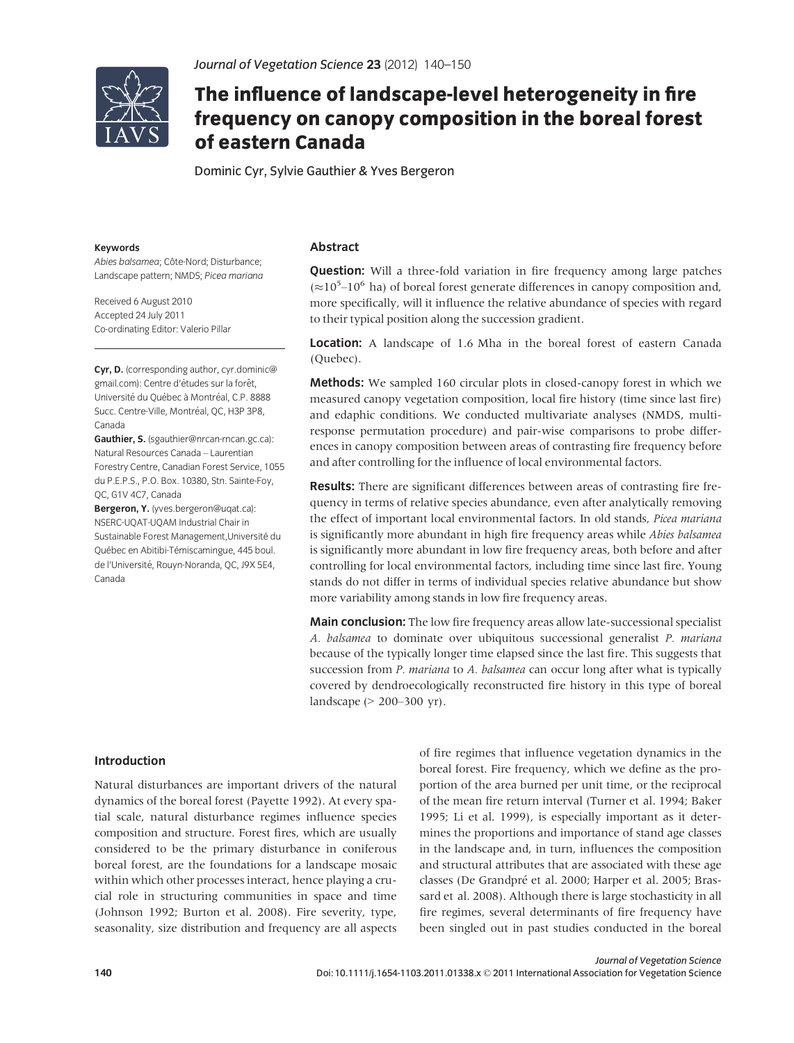# The influence of landscape-level heterogeneity in fire frequency on canopy composition in the boreal forest of eastern Canada

Dominic Cyr, Sylvie Gauthier & Yves Bergeron

**Keywords**

*Abies balsamea*; Côte-Nord; Disturbance; Landscape pattern; NMDS; *Picea mariana*

Received 6 August 2010
Accepted 24 July 2011
Co-ordinating Editor: Valerio Pillar

**Cyr, D.** (corresponding author, cyr.dominic@gmail.com): Centre d'études sur la forêt, Université du Québec à Montréal, C.P. 8888 Succ. Centre-Ville, Montréal, QC, H3P 3P8, Canada

**Gauthier, S.** (sgauthier@nrcan-rncan.gc.ca): Natural Resources Canada – Laurentian Forestry Centre, Canadian Forest Service, 1055 du P.E.P.S., P.O. Box. 10380, Stn. Sainte-Foy, QC, G1V 4C7, Canada

**Bergeron, Y.** (yves.bergeron@uqat.ca): NSERC-UQAT-UQAM Industrial Chair in Sustainable Forest Management,Université du Québec en Abitibi-Témiscamingue, 445 boul. de l'Université, Rouyn-Noranda, QC, J9X 5E4, Canada

## Abstract

**Question:** Will a three-fold variation in fire frequency among large patches ($\approx 10^5$–$10^6$ ha) of boreal forest generate differences in canopy composition and, more specifically, will it influence the relative abundance of species with regard to their typical position along the succession gradient.

**Location:** A landscape of 1.6 Mha in the boreal forest of eastern Canada (Quebec).

**Methods:** We sampled 160 circular plots in closed-canopy forest in which we measured canopy vegetation composition, local fire history (time since last fire) and edaphic conditions. We conducted multivariate analyses (NMDS, multi-response permutation procedure) and pair-wise comparisons to probe differences in canopy composition between areas of contrasting fire frequency before and after controlling for the influence of local environmental factors.

**Results:** There are significant differences between areas of contrasting fire frequency in terms of relative species abundance, even after analytically removing the effect of important local environmental factors. In old stands, *Picea mariana* is significantly more abundant in high fire frequency areas while *Abies balsamea* is significantly more abundant in low fire frequency areas, both before and after controlling for local environmental factors, including time since last fire. Young stands do not differ in terms of individual species relative abundance but show more variability among stands in low fire frequency areas.

**Main conclusion:** The low fire frequency areas allow late-successional specialist *A. balsamea* to dominate over ubiquitous successional generalist *P. mariana* because of the typically longer time elapsed since the last fire. This suggests that succession from *P. mariana* to *A. balsamea* can occur long after what is typically covered by dendroecologically reconstructed fire history in this type of boreal landscape (> 200–300 yr).

## Introduction

Natural disturbances are important drivers of the natural dynamics of the boreal forest (Payette 1992). At every spatial scale, natural disturbance regimes influence species composition and structure. Forest fires, which are usually considered to be the primary disturbance in coniferous boreal forest, are the foundations for a landscape mosaic within which other processes interact, hence playing a crucial role in structuring communities in space and time (Johnson 1992; Burton et al. 2008). Fire severity, type, seasonality, size distribution and frequency are all aspects of fire regimes that influence vegetation dynamics in the boreal forest. Fire frequency, which we define as the proportion of the area burned per unit time, or the reciprocal of the mean fire return interval (Turner et al. 1994; Baker 1995; Li et al. 1999), is especially important as it determines the proportions and importance of stand age classes in the landscape and, in turn, influences the composition and structural attributes that are associated with these age classes (De Grandpré et al. 2000; Harper et al. 2005; Brassard et al. 2008). Although there is large stochasticity in all fire regimes, several determinants of fire frequency have been singled out in past studies conducted in the boreal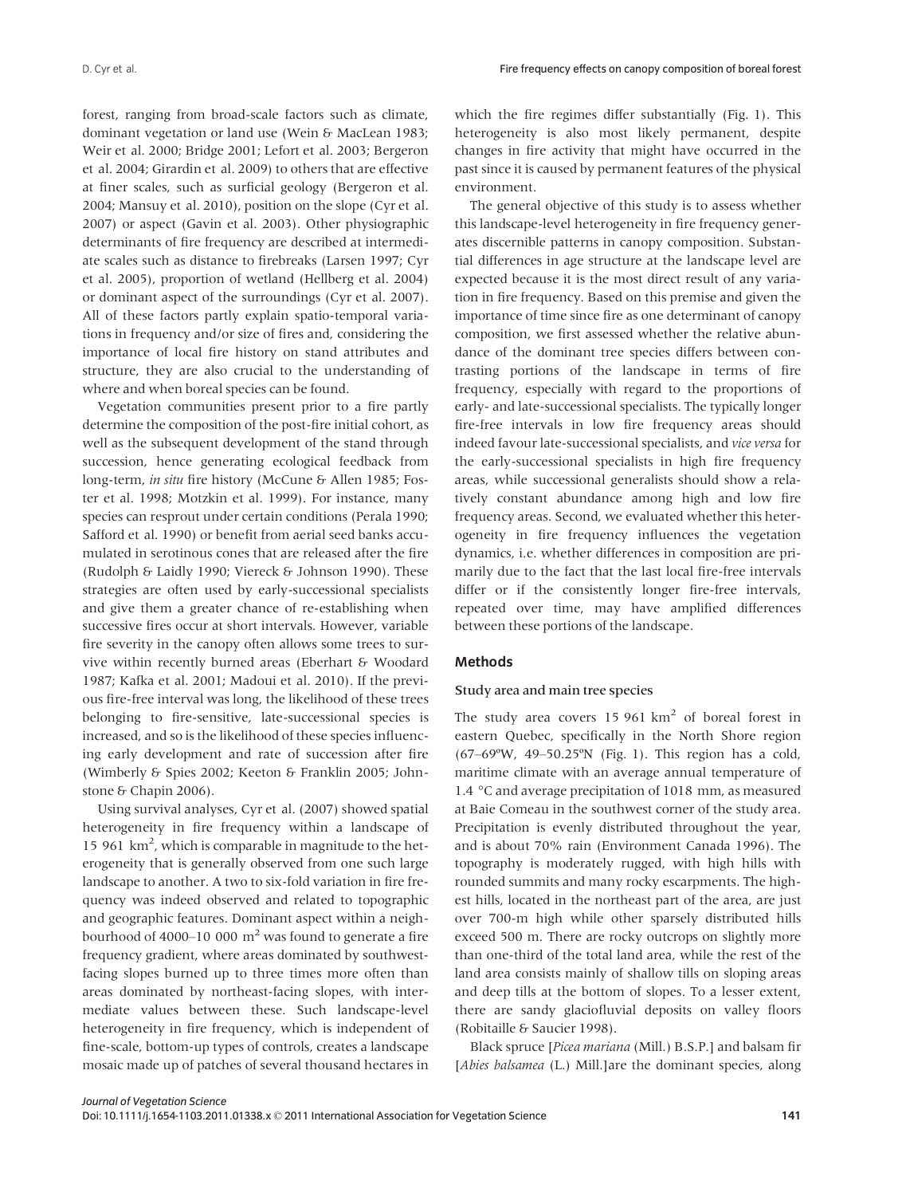forest, ranging from broad-scale factors such as climate, dominant vegetation or land use (Wein & MacLean 1983; Weir et al. 2000; Bridge 2001; Lefort et al. 2003; Bergeron et al. 2004; Girardin et al. 2009) to others that are effective at finer scales, such as surficial geology (Bergeron et al. 2004; Mansuy et al. 2010), position on the slope (Cyr et al. 2007) or aspect (Gavin et al. 2003). Other physiographic determinants of fire frequency are described at intermediate scales such as distance to firebreaks (Larsen 1997; Cyr et al. 2005), proportion of wetland (Hellberg et al. 2004) or dominant aspect of the surroundings (Cyr et al. 2007). All of these factors partly explain spatio-temporal variations in frequency and/or size of fires and, considering the importance of local fire history on stand attributes and structure, they are also crucial to the understanding of where and when boreal species can be found.

Vegetation communities present prior to a fire partly determine the composition of the post-fire initial cohort, as well as the subsequent development of the stand through succession, hence generating ecological feedback from long-term, *in situ* fire history (McCune & Allen 1985; Foster et al. 1998; Motzkin et al. 1999). For instance, many species can resprout under certain conditions (Perala 1990; Safford et al. 1990) or benefit from aerial seed banks accumulated in serotinous cones that are released after the fire (Rudolph & Laidly 1990; Viereck & Johnson 1990). These strategies are often used by early-successional specialists and give them a greater chance of re-establishing when successive fires occur at short intervals. However, variable fire severity in the canopy often allows some trees to survive within recently burned areas (Eberhart & Woodard 1987; Kafka et al. 2001; Madoui et al. 2010). If the previous fire-free interval was long, the likelihood of these trees belonging to fire-sensitive, late-successional species is increased, and so is the likelihood of these species influencing early development and rate of succession after fire (Wimberly & Spies 2002; Keeton & Franklin 2005; Johnstone & Chapin 2006).

Using survival analyses, Cyr et al. (2007) showed spatial heterogeneity in fire frequency within a landscape of 15 961 km$^2$, which is comparable in magnitude to the heterogeneity that is generally observed from one such large landscape to another. A two to six-fold variation in fire frequency was indeed observed and related to topographic and geographic features. Dominant aspect within a neighbourhood of 4000–10 000 m$^2$ was found to generate a fire frequency gradient, where areas dominated by southwest-facing slopes burned up to three times more often than areas dominated by northeast-facing slopes, with intermediate values between these. Such landscape-level heterogeneity in fire frequency, which is independent of fine-scale, bottom-up types of controls, creates a landscape mosaic made up of patches of several thousand hectares in which the fire regimes differ substantially (Fig. 1). This heterogeneity is also most likely permanent, despite changes in fire activity that might have occurred in the past since it is caused by permanent features of the physical environment.

The general objective of this study is to assess whether this landscape-level heterogeneity in fire frequency generates discernible patterns in canopy composition. Substantial differences in age structure at the landscape level are expected because it is the most direct result of any variation in fire frequency. Based on this premise and given the importance of time since fire as one determinant of canopy composition, we first assessed whether the relative abundance of the dominant tree species differs between contrasting portions of the landscape in terms of fire frequency, especially with regard to the proportions of early- and late-successional specialists. The typically longer fire-free intervals in low fire frequency areas should indeed favour late-successional specialists, and *vice versa* for the early-successional specialists in high fire frequency areas, while successional generalists should show a relatively constant abundance among high and low fire frequency areas. Second, we evaluated whether this heterogeneity in fire frequency influences the vegetation dynamics, i.e. whether differences in composition are primarily due to the fact that the last local fire-free intervals differ or if the consistently longer fire-free intervals, repeated over time, may have amplified differences between these portions of the landscape.

## Methods

### Study area and main tree species

The study area covers 15 961 km$^2$ of boreal forest in eastern Quebec, specifically in the North Shore region (67–69ºW, 49–50.25ºN (Fig. 1). This region has a cold, maritime climate with an average annual temperature of 1.4 °C and average precipitation of 1018 mm, as measured at Baie Comeau in the southwest corner of the study area. Precipitation is evenly distributed throughout the year, and is about 70% rain (Environment Canada 1996). The topography is moderately rugged, with high hills with rounded summits and many rocky escarpments. The highest hills, located in the northeast part of the area, are just over 700-m high while other sparsely distributed hills exceed 500 m. There are rocky outcrops on slightly more than one-third of the total land area, while the rest of the land area consists mainly of shallow tills on sloping areas and deep tills at the bottom of slopes. To a lesser extent, there are sandy glaciofluvial deposits on valley floors (Robitaille & Saucier 1998).

Black spruce [*Picea mariana* (Mill.) B.S.P.] and balsam fir [*Abies balsamea* (L.) Mill.]are the dominant species, along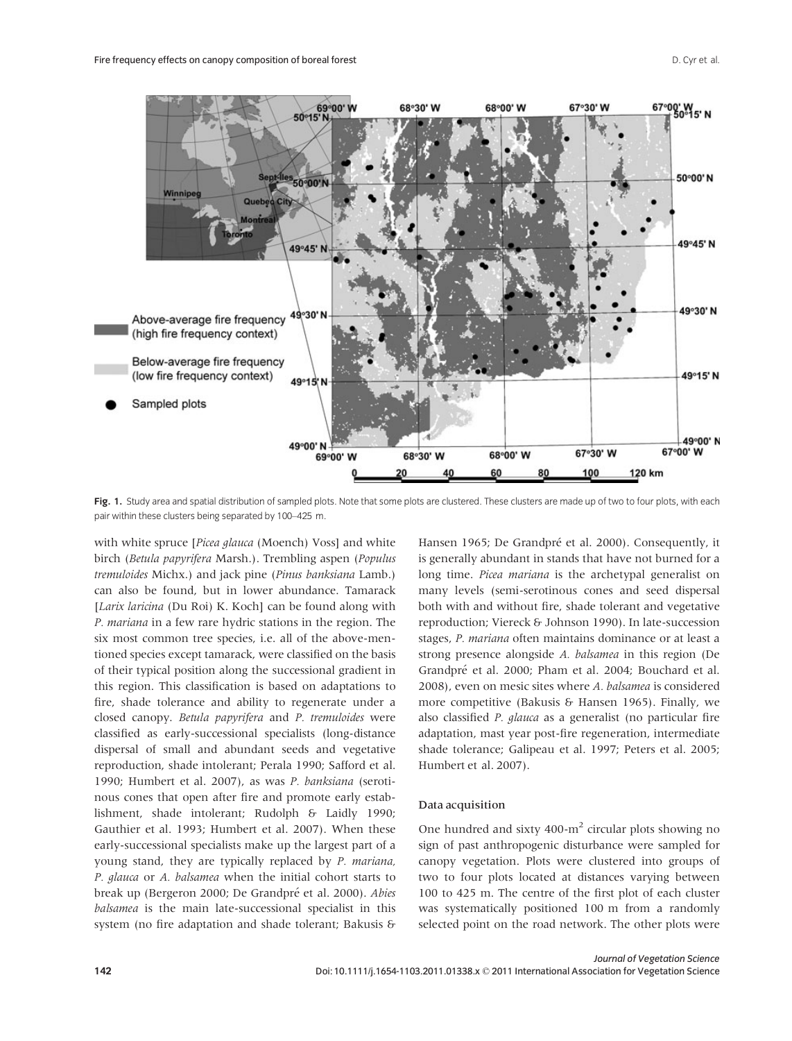Fig. 1. Study area and spatial distribution of sampled plots. Note that some plots are clustered. These clusters are made up of two to four plots, with each pair within these clusters being separated by 100–425 m.

with white spruce [*Picea glauca* (Moench) Voss] and white birch (*Betula papyrifera* Marsh.). Trembling aspen (*Populus tremuloides* Michx.) and jack pine (*Pinus banksiana* Lamb.) can also be found, but in lower abundance. Tamarack [*Larix laricina* (Du Roi) K. Koch] can be found along with *P. mariana* in a few rare hydric stations in the region. The six most common tree species, i.e. all of the above-mentioned species except tamarack, were classified on the basis of their typical position along the successional gradient in this region. This classification is based on adaptations to fire, shade tolerance and ability to regenerate under a closed canopy. *Betula papyrifera* and *P. tremuloides* were classified as early-successional specialists (long-distance dispersal of small and abundant seeds and vegetative reproduction, shade intolerant; Perala 1990; Safford et al. 1990; Humbert et al. 2007), as was *P. banksiana* (serotinous cones that open after fire and promote early establishment, shade intolerant; Rudolph & Laidly 1990; Gauthier et al. 1993; Humbert et al. 2007). When these early-successional specialists make up the largest part of a young stand, they are typically replaced by *P. mariana*, *P. glauca* or *A. balsamea* when the initial cohort starts to break up (Bergeron 2000; De Grandpré et al. 2000). *Abies balsamea* is the main late-successional specialist in this system (no fire adaptation and shade tolerant; Bakusis & Hansen 1965; De Grandpré et al. 2000). Consequently, it is generally abundant in stands that have not burned for a long time. *Picea mariana* is the archetypal generalist on many levels (semi-serotinous cones and seed dispersal both with and without fire, shade tolerant and vegetative reproduction; Viereck & Johnson 1990). In late-succession stages, *P. mariana* often maintains dominance or at least a strong presence alongside *A. balsamea* in this region (De Grandpré et al. 2000; Pham et al. 2004; Bouchard et al. 2008), even on mesic sites where *A. balsamea* is considered more competitive (Bakusis & Hansen 1965). Finally, we also classified *P. glauca* as a generalist (no particular fire adaptation, mast year post-fire regeneration, intermediate shade tolerance; Galipeau et al. 1997; Peters et al. 2005; Humbert et al. 2007).

### Data acquisition

One hundred and sixty 400-$m^2$ circular plots showing no sign of past anthropogenic disturbance were sampled for canopy vegetation. Plots were clustered into groups of two to four plots located at distances varying between 100 to 425 m. The centre of the first plot of each cluster was systematically positioned 100 m from a randomly selected point on the road network. The other plots were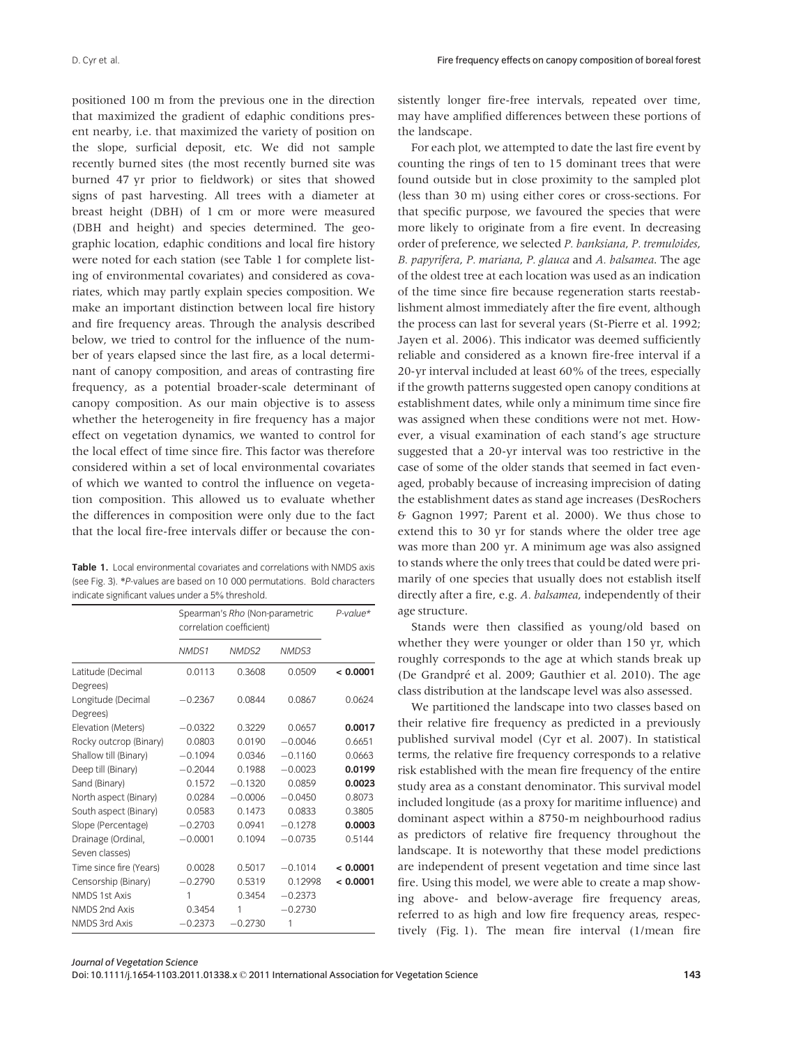positioned 100 m from the previous one in the direction that maximized the gradient of edaphic conditions present nearby, i.e. that maximized the variety of position on the slope, surficial deposit, etc. We did not sample recently burned sites (the most recently burned site was burned 47 yr prior to fieldwork) or sites that showed signs of past harvesting. All trees with a diameter at breast height (DBH) of 1 cm or more were measured (DBH and height) and species determined. The geographic location, edaphic conditions and local fire history were noted for each station (see Table 1 for complete listing of environmental covariates) and considered as covariates, which may partly explain species composition. We make an important distinction between local fire history and fire frequency areas. Through the analysis described below, we tried to control for the influence of the number of years elapsed since the last fire, as a local determinant of canopy composition, and areas of contrasting fire frequency, as a potential broader-scale determinant of canopy composition. As our main objective is to assess whether the heterogeneity in fire frequency has a major effect on vegetation dynamics, we wanted to control for the local effect of time since fire. This factor was therefore considered within a set of local environmental covariates of which we wanted to control the influence on vegetation composition. This allowed us to evaluate whether the differences in composition were only due to the fact that the local fire-free intervals differ or because the consistently longer fire-free intervals, repeated over time, may have amplified differences between these portions of the landscape.

**Table 1.** Local environmental covariates and correlations with NMDS axis (see Fig. 3). **P*-values are based on 10 000 permutations. Bold characters indicate significant values under a 5% threshold.

| | Spearman's *Rho* (Non-parametric correlation coefficient) | | | *P-value** |
|---|---|---|---|---|
| | NMDS1 | NMDS2 | NMDS3 | |
| Latitude (Decimal Degrees) | 0.0113 | 0.3608 | 0.0509 | **< 0.0001** |
| Longitude (Decimal Degrees) | −0.2367 | 0.0844 | 0.0867 | 0.0624 |
| Elevation (Meters) | −0.0322 | 0.3229 | 0.0657 | **0.0017** |
| Rocky outcrop (Binary) | 0.0803 | 0.0190 | −0.0046 | 0.6651 |
| Shallow till (Binary) | −0.1094 | 0.0346 | −0.1160 | 0.0663 |
| Deep till (Binary) | −0.2044 | 0.1988 | −0.0023 | **0.0199** |
| Sand (Binary) | 0.1572 | −0.1320 | 0.0859 | **0.0023** |
| North aspect (Binary) | 0.0284 | −0.0006 | −0.0450 | 0.8073 |
| South aspect (Binary) | 0.0583 | 0.1473 | 0.0833 | 0.3805 |
| Slope (Percentage) | −0.2703 | 0.0941 | −0.1278 | **0.0003** |
| Drainage (Ordinal, Seven classes) | −0.0001 | 0.1094 | −0.0735 | 0.5144 |
| Time since fire (Years) | 0.0028 | 0.5017 | −0.1014 | **< 0.0001** |
| Censorship (Binary) | −0.2790 | 0.5319 | 0.12998 | **< 0.0001** |
| NMDS 1st Axis | 1 | 0.3454 | −0.2373 | |
| NMDS 2nd Axis | 0.3454 | 1 | −0.2730 | |
| NMDS 3rd Axis | −0.2373 | −0.2730 | 1 | |

For each plot, we attempted to date the last fire event by counting the rings of ten to 15 dominant trees that were found outside but in close proximity to the sampled plot (less than 30 m) using either cores or cross-sections. For that specific purpose, we favoured the species that were more likely to originate from a fire event. In decreasing order of preference, we selected *P. banksiana*, *P. tremuloides*, *B. papyrifera*, *P. mariana*, *P. glauca* and *A. balsamea*. The age of the oldest tree at each location was used as an indication of the time since fire because regeneration starts reestablishment almost immediately after the fire event, although the process can last for several years (St-Pierre et al. 1992; Jayen et al. 2006). This indicator was deemed sufficiently reliable and considered as a known fire-free interval if a 20-yr interval included at least 60% of the trees, especially if the growth patterns suggested open canopy conditions at establishment dates, while only a minimum time since fire was assigned when these conditions were not met. However, a visual examination of each stand's age structure suggested that a 20-yr interval was too restrictive in the case of some of the older stands that seemed in fact even-aged, probably because of increasing imprecision of dating the establishment dates as stand age increases (DesRochers & Gagnon 1997; Parent et al. 2000). We thus chose to extend this to 30 yr for stands where the older tree age was more than 200 yr. A minimum age was also assigned to stands where the only trees that could be dated were primarily of one species that usually does not establish itself directly after a fire, e.g. *A. balsamea*, independently of their age structure.

Stands were then classified as young/old based on whether they were younger or older than 150 yr, which roughly corresponds to the age at which stands break up (De Grandpré et al. 2009; Gauthier et al. 2010). The age class distribution at the landscape level was also assessed.

We partitioned the landscape into two classes based on their relative fire frequency as predicted in a previously published survival model (Cyr et al. 2007). In statistical terms, the relative fire frequency corresponds to a relative risk established with the mean fire frequency of the entire study area as a constant denominator. This survival model included longitude (as a proxy for maritime influence) and dominant aspect within a 8750-m neighbourhood radius as predictors of relative fire frequency throughout the landscape. It is noteworthy that these model predictions are independent of present vegetation and time since last fire. Using this model, we were able to create a map showing above- and below-average fire frequency areas, referred to as high and low fire frequency areas, respectively (Fig. 1). The mean fire interval (1/mean fire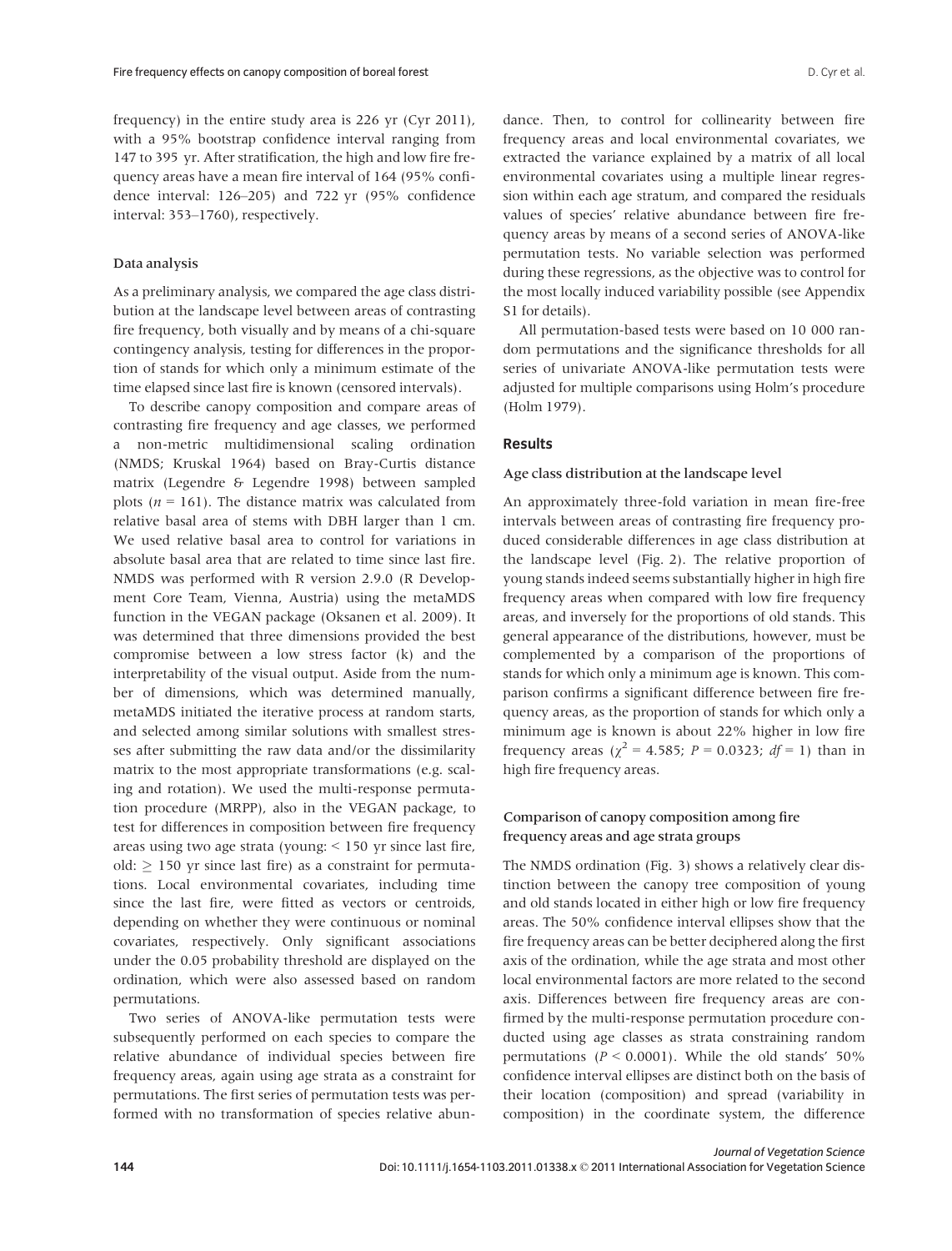frequency) in the entire study area is 226 yr (Cyr 2011), with a 95% bootstrap confidence interval ranging from 147 to 395 yr. After stratification, the high and low fire frequency areas have a mean fire interval of 164 (95% confidence interval: 126–205) and 722 yr (95% confidence interval: 353–1760), respectively.

### Data analysis

As a preliminary analysis, we compared the age class distribution at the landscape level between areas of contrasting fire frequency, both visually and by means of a chi-square contingency analysis, testing for differences in the proportion of stands for which only a minimum estimate of the time elapsed since last fire is known (censored intervals).

To describe canopy composition and compare areas of contrasting fire frequency and age classes, we performed a non-metric multidimensional scaling ordination (NMDS; Kruskal 1964) based on Bray-Curtis distance matrix (Legendre & Legendre 1998) between sampled plots ($n = 161$). The distance matrix was calculated from relative basal area of stems with DBH larger than 1 cm. We used relative basal area to control for variations in absolute basal area that are related to time since last fire. NMDS was performed with R version 2.9.0 (R Development Core Team, Vienna, Austria) using the metaMDS function in the VEGAN package (Oksanen et al. 2009). It was determined that three dimensions provided the best compromise between a low stress factor (k) and the interpretability of the visual output. Aside from the number of dimensions, which was determined manually, metaMDS initiated the iterative process at random starts, and selected among similar solutions with smallest stresses after submitting the raw data and/or the dissimilarity matrix to the most appropriate transformations (e.g. scaling and rotation). We used the multi-response permutation procedure (MRPP), also in the VEGAN package, to test for differences in composition between fire frequency areas using two age strata (young: < 150 yr since last fire, old: $\geq$ 150 yr since last fire) as a constraint for permutations. Local environmental covariates, including time since the last fire, were fitted as vectors or centroids, depending on whether they were continuous or nominal covariates, respectively. Only significant associations under the 0.05 probability threshold are displayed on the ordination, which were also assessed based on random permutations.

Two series of ANOVA-like permutation tests were subsequently performed on each species to compare the relative abundance of individual species between fire frequency areas, again using age strata as a constraint for permutations. The first series of permutation tests was performed with no transformation of species relative abundance. Then, to control for collinearity between fire frequency areas and local environmental covariates, we extracted the variance explained by a matrix of all local environmental covariates using a multiple linear regression within each age stratum, and compared the residuals values of species' relative abundance between fire frequency areas by means of a second series of ANOVA-like permutation tests. No variable selection was performed during these regressions, as the objective was to control for the most locally induced variability possible (see Appendix S1 for details).

All permutation-based tests were based on 10 000 random permutations and the significance thresholds for all series of univariate ANOVA-like permutation tests were adjusted for multiple comparisons using Holm's procedure (Holm 1979).

## Results

### Age class distribution at the landscape level

An approximately three-fold variation in mean fire-free intervals between areas of contrasting fire frequency produced considerable differences in age class distribution at the landscape level (Fig. 2). The relative proportion of young stands indeed seems substantially higher in high fire frequency areas when compared with low fire frequency areas, and inversely for the proportions of old stands. This general appearance of the distributions, however, must be complemented by a comparison of the proportions of stands for which only a minimum age is known. This comparison confirms a significant difference between fire frequency areas, as the proportion of stands for which only a minimum age is known is about 22% higher in low fire frequency areas ($\chi^2 = 4.585$; $P = 0.0323$; $df = 1$) than in high fire frequency areas.

### Comparison of canopy composition among fire frequency areas and age strata groups

The NMDS ordination (Fig. 3) shows a relatively clear distinction between the canopy tree composition of young and old stands located in either high or low fire frequency areas. The 50% confidence interval ellipses show that the fire frequency areas can be better deciphered along the first axis of the ordination, while the age strata and most other local environmental factors are more related to the second axis. Differences between fire frequency areas are confirmed by the multi-response permutation procedure conducted using age classes as strata constraining random permutations ($P < 0.0001$). While the old stands' 50% confidence interval ellipses are distinct both on the basis of their location (composition) and spread (variability in composition) in the coordinate system, the difference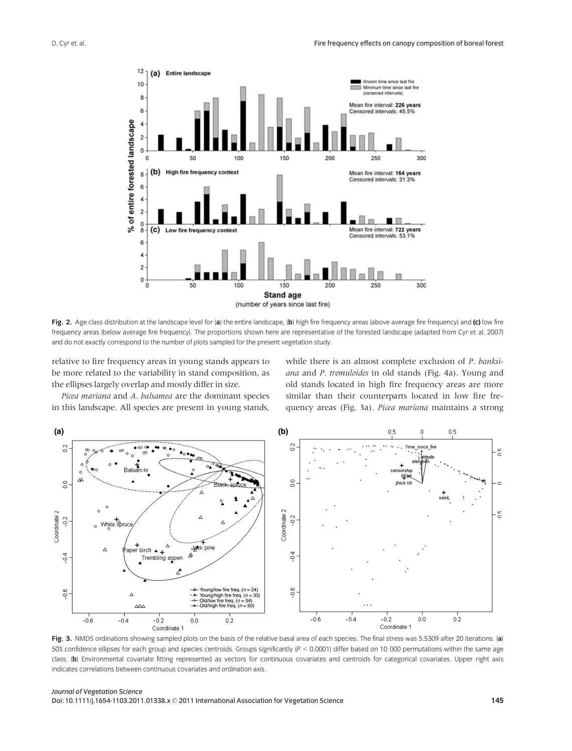**Fig. 2.** Age class distribution at the landscape level for (**a**) the entire landscape, (**b**) high fire frequency areas (above average fire frequency) and **(c)** low fire frequency areas (below average fire frequency). The proportions shown here are representative of the forested landscape (adapted from Cyr et al. 2007) and do not exactly correspond to the number of plots sampled for the present vegetation study.

relative to fire frequency areas in young stands appears to be more related to the variability in stand composition, as the ellipses largely overlap and mostly differ in size.

*Picea mariana* and *A. balsamea* are the dominant species in this landscape. All species are present in young stands, while there is an almost complete exclusion of *P. banksiana* and *P. tremuloides* in old stands (Fig. 4a). Young and old stands located in high fire frequency areas are more similar than their counterparts located in low fire frequency areas (Fig. 3a). *Picea mariana* maintains a strong

**Fig. 3.** NMDS ordinations showing sampled plots on the basis of the relative basal area of each species. The final stress was 5.5309 after 20 iterations. (**a**) 50% confidence ellipses for each group and species centroids. Groups significantly ($P < 0.0001$) differ based on 10 000 permutations within the same age class. (**b**) Environmental covariate fitting represented as vectors for continuous covariates and centroids for categorical covariates. Upper right axis indicates correlations between continuous covariates and ordination axis.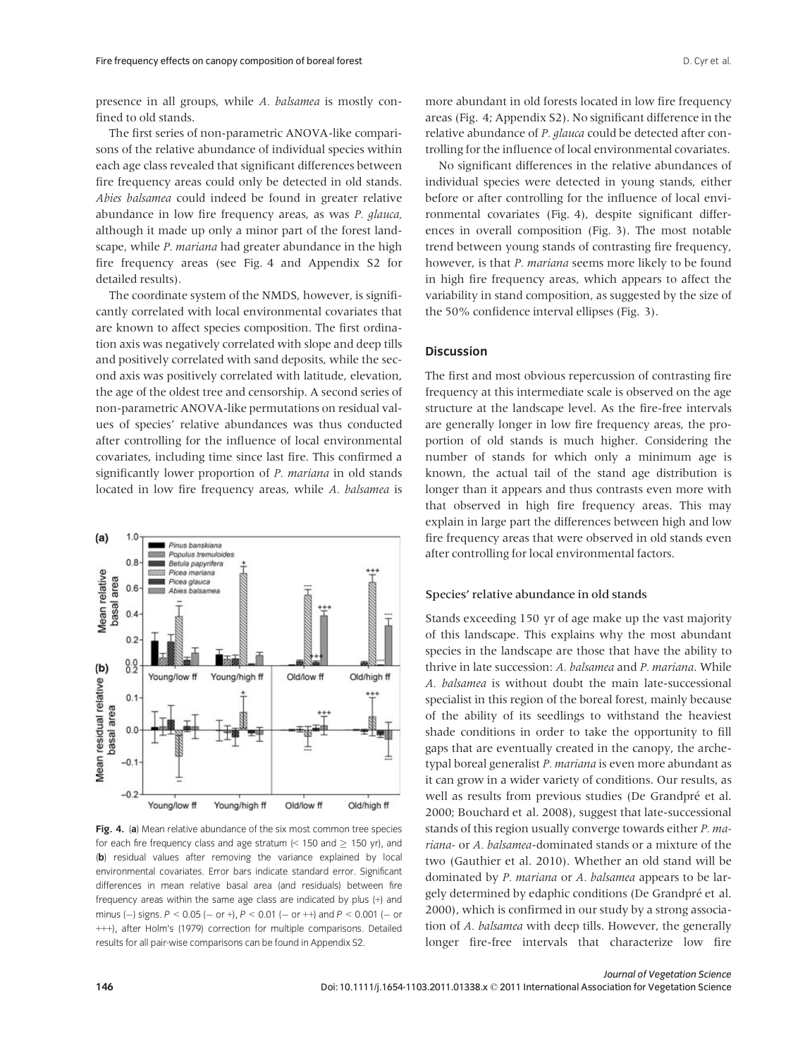presence in all groups, while *A. balsamea* is mostly confined to old stands.

The first series of non-parametric ANOVA-like comparisons of the relative abundance of individual species within each age class revealed that significant differences between fire frequency areas could only be detected in old stands. *Abies balsamea* could indeed be found in greater relative abundance in low fire frequency areas, as was *P. glauca,* although it made up only a minor part of the forest landscape, while *P. mariana* had greater abundance in the high fire frequency areas (see Fig. 4 and Appendix S2 for detailed results).

The coordinate system of the NMDS, however, is significantly correlated with local environmental covariates that are known to affect species composition. The first ordination axis was negatively correlated with slope and deep tills and positively correlated with sand deposits, while the second axis was positively correlated with latitude, elevation, the age of the oldest tree and censorship. A second series of non-parametric ANOVA-like permutations on residual values of species' relative abundances was thus conducted after controlling for the influence of local environmental covariates, including time since last fire. This confirmed a significantly lower proportion of *P. mariana* in old stands located in low fire frequency areas, while *A. balsamea* is more abundant in old forests located in low fire frequency areas (Fig. 4; Appendix S2). No significant difference in the relative abundance of *P. glauca* could be detected after controlling for the influence of local environmental covariates.

No significant differences in the relative abundances of individual species were detected in young stands, either before or after controlling for the influence of local environmental covariates (Fig. 4), despite significant differences in overall composition (Fig. 3). The most notable trend between young stands of contrasting fire frequency, however, is that *P. mariana* seems more likely to be found in high fire frequency areas, which appears to affect the variability in stand composition, as suggested by the size of the 50% confidence interval ellipses (Fig. 3).

**Fig. 4.** (**a**) Mean relative abundance of the six most common tree species for each fire frequency class and age stratum (< 150 and ≥ 150 yr), and (**b**) residual values after removing the variance explained by local environmental covariates. Error bars indicate standard error. Significant differences in mean relative basal area (and residuals) between fire frequency areas within the same age class are indicated by plus (+) and minus (–) signs. $P < 0.05$ (– or +), $P < 0.01$ (– – or ++) and $P < 0.001$ (– – – or +++), after Holm's (1979) correction for multiple comparisons. Detailed results for all pair-wise comparisons can be found in Appendix S2.

## Discussion

The first and most obvious repercussion of contrasting fire frequency at this intermediate scale is observed on the age structure at the landscape level. As the fire-free intervals are generally longer in low fire frequency areas, the proportion of old stands is much higher. Considering the number of stands for which only a minimum age is known, the actual tail of the stand age distribution is longer than it appears and thus contrasts even more with that observed in high fire frequency areas. This may explain in large part the differences between high and low fire frequency areas that were observed in old stands even after controlling for local environmental factors.

### Species' relative abundance in old stands

Stands exceeding 150 yr of age make up the vast majority of this landscape. This explains why the most abundant species in the landscape are those that have the ability to thrive in late succession: *A. balsamea* and *P. mariana*. While *A. balsamea* is without doubt the main late-successional specialist in this region of the boreal forest, mainly because of the ability of its seedlings to withstand the heaviest shade conditions in order to take the opportunity to fill gaps that are eventually created in the canopy, the archetypal boreal generalist *P. mariana* is even more abundant as it can grow in a wider variety of conditions. Our results, as well as results from previous studies (De Grandpré et al. 2000; Bouchard et al. 2008), suggest that late-successional stands of this region usually converge towards either *P. mariana*- or *A. balsamea*-dominated stands or a mixture of the two (Gauthier et al. 2010). Whether an old stand will be dominated by *P. mariana* or *A. balsamea* appears to be largely determined by edaphic conditions (De Grandpré et al. 2000), which is confirmed in our study by a strong association of *A. balsamea* with deep tills. However, the generally longer fire-free intervals that characterize low fire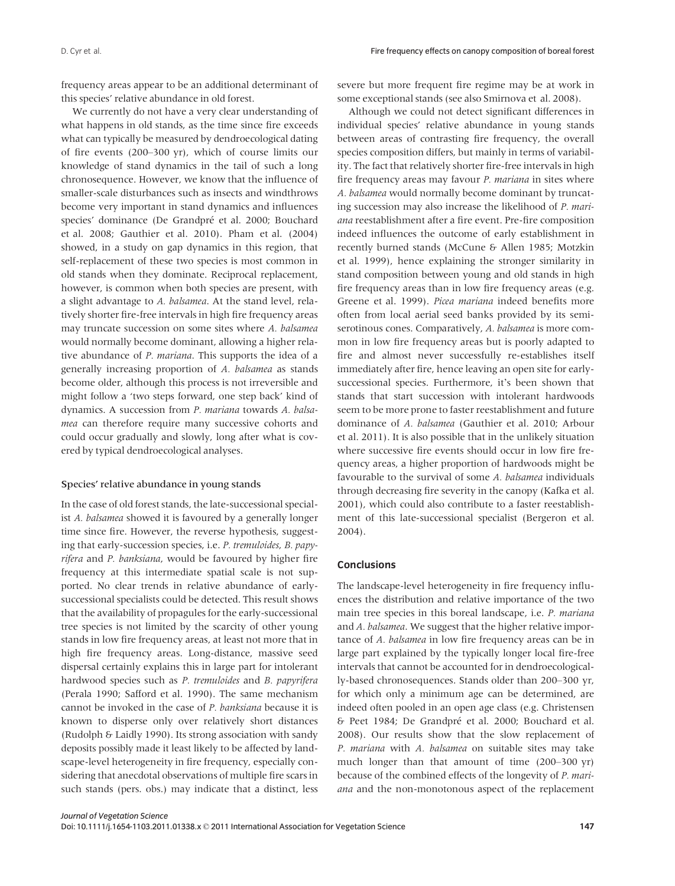frequency areas appear to be an additional determinant of this species' relative abundance in old forest.

We currently do not have a very clear understanding of what happens in old stands, as the time since fire exceeds what can typically be measured by dendroecological dating of fire events (200–300 yr), which of course limits our knowledge of stand dynamics in the tail of such a long chronosequence. However, we know that the influence of smaller-scale disturbances such as insects and windthrows become very important in stand dynamics and influences species' dominance (De Grandpré et al. 2000; Bouchard et al. 2008; Gauthier et al. 2010). Pham et al. (2004) showed, in a study on gap dynamics in this region, that self-replacement of these two species is most common in old stands when they dominate. Reciprocal replacement, however, is common when both species are present, with a slight advantage to *A. balsamea*. At the stand level, relatively shorter fire-free intervals in high fire frequency areas may truncate succession on some sites where *A. balsamea* would normally become dominant, allowing a higher relative abundance of *P. mariana*. This supports the idea of a generally increasing proportion of *A. balsamea* as stands become older, although this process is not irreversible and might follow a 'two steps forward, one step back' kind of dynamics. A succession from *P. mariana* towards *A. balsamea* can therefore require many successive cohorts and could occur gradually and slowly, long after what is covered by typical dendroecological analyses.

### Species' relative abundance in young stands

In the case of old forest stands, the late-successional specialist *A. balsamea* showed it is favoured by a generally longer time since fire. However, the reverse hypothesis, suggesting that early-succession species, i.e. *P. tremuloides*, *B. papyrifera* and *P. banksiana*, would be favoured by higher fire frequency at this intermediate spatial scale is not supported. No clear trends in relative abundance of early-successional specialists could be detected. This result shows that the availability of propagules for the early-successional tree species is not limited by the scarcity of other young stands in low fire frequency areas, at least not more that in high fire frequency areas. Long-distance, massive seed dispersal certainly explains this in large part for intolerant hardwood species such as *P. tremuloides* and *B. papyrifera* (Perala 1990; Safford et al. 1990). The same mechanism cannot be invoked in the case of *P. banksiana* because it is known to disperse only over relatively short distances (Rudolph & Laidly 1990). Its strong association with sandy deposits possibly made it least likely to be affected by landscape-level heterogeneity in fire frequency, especially considering that anecdotal observations of multiple fire scars in such stands (pers. obs.) may indicate that a distinct, less severe but more frequent fire regime may be at work in some exceptional stands (see also Smirnova et al. 2008).

Although we could not detect significant differences in individual species' relative abundance in young stands between areas of contrasting fire frequency, the overall species composition differs, but mainly in terms of variability. The fact that relatively shorter fire-free intervals in high fire frequency areas may favour *P. mariana* in sites where *A. balsamea* would normally become dominant by truncating succession may also increase the likelihood of *P. mariana* reestablishment after a fire event. Pre-fire composition indeed influences the outcome of early establishment in recently burned stands (McCune & Allen 1985; Motzkin et al. 1999), hence explaining the stronger similarity in stand composition between young and old stands in high fire frequency areas than in low fire frequency areas (e.g. Greene et al. 1999). *Picea mariana* indeed benefits more often from local aerial seed banks provided by its semi-serotinous cones. Comparatively, *A. balsamea* is more common in low fire frequency areas but is poorly adapted to fire and almost never successfully re-establishes itself immediately after fire, hence leaving an open site for early-successional species. Furthermore, it's been shown that stands that start succession with intolerant hardwoods seem to be more prone to faster reestablishment and future dominance of *A. balsamea* (Gauthier et al. 2010; Arbour et al. 2011). It is also possible that in the unlikely situation where successive fire events should occur in low fire frequency areas, a higher proportion of hardwoods might be favourable to the survival of some *A. balsamea* individuals through decreasing fire severity in the canopy (Kafka et al. 2001), which could also contribute to a faster reestablishment of this late-successional specialist (Bergeron et al. 2004).

## Conclusions

The landscape-level heterogeneity in fire frequency influences the distribution and relative importance of the two main tree species in this boreal landscape, i.e. *P. mariana* and *A. balsamea*. We suggest that the higher relative importance of *A. balsamea* in low fire frequency areas can be in large part explained by the typically longer local fire-free intervals that cannot be accounted for in dendroecologically-based chronosequences. Stands older than 200–300 yr, for which only a minimum age can be determined, are indeed often pooled in an open age class (e.g. Christensen & Peet 1984; De Grandpré et al. 2000; Bouchard et al. 2008). Our results show that the slow replacement of *P. mariana* with *A. balsamea* on suitable sites may take much longer than that amount of time (200–300 yr) because of the combined effects of the longevity of *P. mariana* and the non-monotonous aspect of the replacement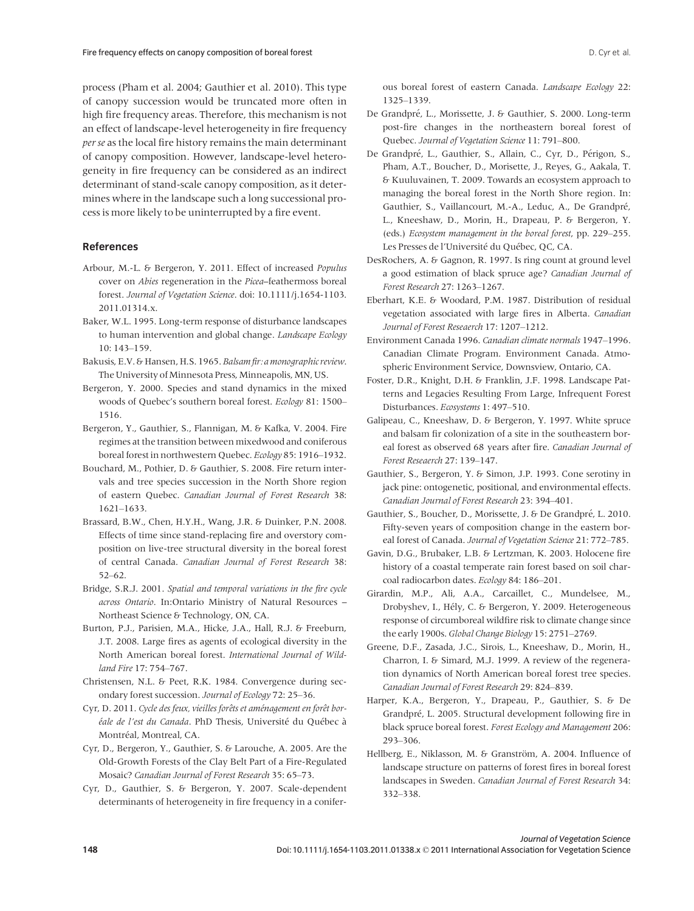process (Pham et al. 2004; Gauthier et al. 2010). This type of canopy succession would be truncated more often in high fire frequency areas. Therefore, this mechanism is not an effect of landscape-level heterogeneity in fire frequency *per se* as the local fire history remains the main determinant of canopy composition. However, landscape-level heterogeneity in fire frequency can be considered as an indirect determinant of stand-scale canopy composition, as it determines where in the landscape such a long successional process is more likely to be uninterrupted by a fire event.

## References

Arbour, M.-L. & Bergeron, Y. 2011. Effect of increased *Populus* cover on *Abies* regeneration in the *Picea*–feathermoss boreal forest. *Journal of Vegetation Science*. doi: 10.1111/j.1654-1103.2011.01314.x.

Baker, W.L. 1995. Long-term response of disturbance landscapes to human intervention and global change. *Landscape Ecology* 10: 143–159.

Bakusis, E.V. & Hansen, H.S. 1965. *Balsam fir: a monographic review*. The University of Minnesota Press, Minneapolis, MN, US.

Bergeron, Y. 2000. Species and stand dynamics in the mixed woods of Quebec's southern boreal forest. *Ecology* 81: 1500–1516.

Bergeron, Y., Gauthier, S., Flannigan, M. & Kafka, V. 2004. Fire regimes at the transition between mixedwood and coniferous boreal forest in northwestern Quebec. *Ecology* 85: 1916–1932.

Bouchard, M., Pothier, D. & Gauthier, S. 2008. Fire return intervals and tree species succession in the North Shore region of eastern Quebec. *Canadian Journal of Forest Research* 38: 1621–1633.

Brassard, B.W., Chen, H.Y.H., Wang, J.R. & Duinker, P.N. 2008. Effects of time since stand-replacing fire and overstory composition on live-tree structural diversity in the boreal forest of central Canada. *Canadian Journal of Forest Research* 38: 52–62.

Bridge, S.R.J. 2001. *Spatial and temporal variations in the fire cycle across Ontario*. In:Ontario Ministry of Natural Resources – Northeast Science & Technology, ON, CA.

Burton, P.J., Parisien, M.A., Hicke, J.A., Hall, R.J. & Freeburn, J.T. 2008. Large fires as agents of ecological diversity in the North American boreal forest. *International Journal of Wildland Fire* 17: 754–767.

Christensen, N.L. & Peet, R.K. 1984. Convergence during secondary forest succession. *Journal of Ecology* 72: 25–36.

Cyr, D. 2011. *Cycle des feux, vieilles forêts et aménagement en forêt boréale de l'est du Canada*. PhD Thesis, Université du Québec à Montréal, Montreal, CA.

Cyr, D., Bergeron, Y., Gauthier, S. & Larouche, A. 2005. Are the Old-Growth Forests of the Clay Belt Part of a Fire-Regulated Mosaic? *Canadian Journal of Forest Research* 35: 65–73.

Cyr, D., Gauthier, S. & Bergeron, Y. 2007. Scale-dependent determinants of heterogeneity in fire frequency in a coniferous boreal forest of eastern Canada. *Landscape Ecology* 22: 1325–1339.

De Grandpré, L., Morissette, J. & Gauthier, S. 2000. Long-term post-fire changes in the northeastern boreal forest of Quebec. *Journal of Vegetation Science* 11: 791–800.

De Grandpré, L., Gauthier, S., Allain, C., Cyr, D., Périgon, S., Pham, A.T., Boucher, D., Morisette, J., Reyes, G., Aakala, T. & Kuuluvainen, T. 2009. Towards an ecosystem approach to managing the boreal forest in the North Shore region. In: Gauthier, S., Vaillancourt, M.-A., Leduc, A., De Grandpré, L., Kneeshaw, D., Morin, H., Drapeau, P. & Bergeron, Y. (eds.) *Ecosystem management in the boreal forest*, pp. 229–255. Les Presses de l'Université du Québec, QC, CA.

DesRochers, A. & Gagnon, R. 1997. Is ring count at ground level a good estimation of black spruce age? *Canadian Journal of Forest Research* 27: 1263–1267.

Eberhart, K.E. & Woodard, P.M. 1987. Distribution of residual vegetation associated with large fires in Alberta. *Canadian Journal of Forest Reseaerch* 17: 1207–1212.

Environment Canada 1996. *Canadian climate normals* 1947–1996. Canadian Climate Program. Environment Canada. Atmospheric Environment Service, Downsview, Ontario, CA.

Foster, D.R., Knight, D.H. & Franklin, J.F. 1998. Landscape Patterns and Legacies Resulting From Large, Infrequent Forest Disturbances. *Ecosystems* 1: 497–510.

Galipeau, C., Kneeshaw, D. & Bergeron, Y. 1997. White spruce and balsam fir colonization of a site in the southeastern boreal forest as observed 68 years after fire. *Canadian Journal of Forest Reseaerch* 27: 139–147.

Gauthier, S., Bergeron, Y. & Simon, J.P. 1993. Cone serotiny in jack pine: ontogenetic, positional, and environmental effects. *Canadian Journal of Forest Research* 23: 394–401.

Gauthier, S., Boucher, D., Morissette, J. & De Grandpré, L. 2010. Fifty-seven years of composition change in the eastern boreal forest of Canada. *Journal of Vegetation Science* 21: 772–785.

Gavin, D.G., Brubaker, L.B. & Lertzman, K. 2003. Holocene fire history of a coastal temperate rain forest based on soil charcoal radiocarbon dates. *Ecology* 84: 186–201.

Girardin, M.P., Ali, A.A., Carcaillet, C., Mundelsee, M., Drobyshev, I., Hély, C. & Bergeron, Y. 2009. Heterogeneous response of circumboreal wildfire risk to climate change since the early 1900s. *Global Change Biology* 15: 2751–2769.

Greene, D.F., Zasada, J.C., Sirois, L., Kneeshaw, D., Morin, H., Charron, I. & Simard, M.J. 1999. A review of the regeneration dynamics of North American boreal forest tree species. *Canadian Journal of Forest Research* 29: 824–839.

Harper, K.A., Bergeron, Y., Drapeau, P., Gauthier, S. & De Grandpré, L. 2005. Structural development following fire in black spruce boreal forest. *Forest Ecology and Management* 206: 293–306.

Hellberg, E., Niklasson, M. & Granström, A. 2004. Influence of landscape structure on patterns of forest fires in boreal forest landscapes in Sweden. *Canadian Journal of Forest Research* 34: 332–338.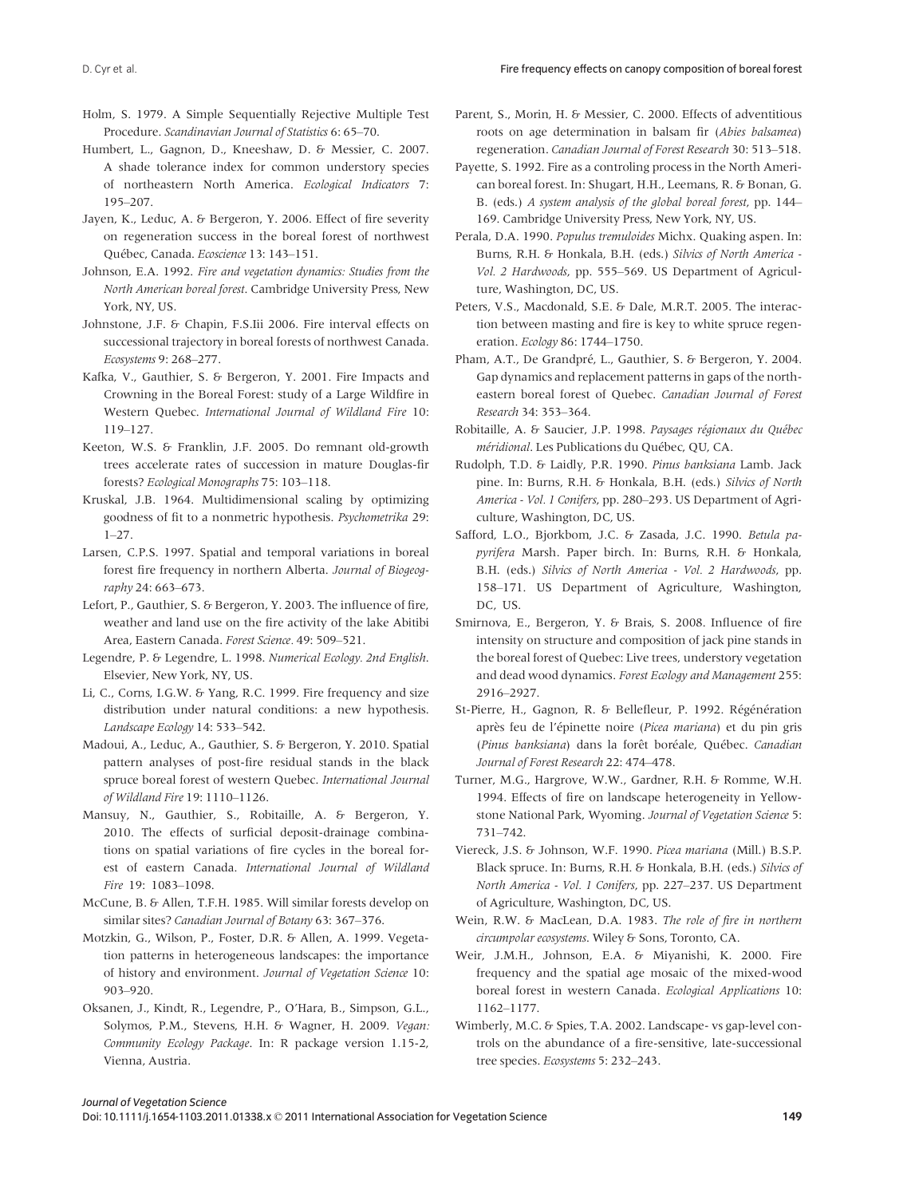Holm, S. 1979. A Simple Sequentially Rejective Multiple Test Procedure. *Scandinavian Journal of Statistics* 6: 65–70.

Humbert, L., Gagnon, D., Kneeshaw, D. & Messier, C. 2007. A shade tolerance index for common understory species of northeastern North America. *Ecological Indicators* 7: 195–207.

Jayen, K., Leduc, A. & Bergeron, Y. 2006. Effect of fire severity on regeneration success in the boreal forest of northwest Québec, Canada. *Ecoscience* 13: 143–151.

Johnson, E.A. 1992. *Fire and vegetation dynamics: Studies from the North American boreal forest*. Cambridge University Press, New York, NY, US.

Johnstone, J.F. & Chapin, F.S.Iii 2006. Fire interval effects on successional trajectory in boreal forests of northwest Canada. *Ecosystems* 9: 268–277.

Kafka, V., Gauthier, S. & Bergeron, Y. 2001. Fire Impacts and Crowning in the Boreal Forest: study of a Large Wildfire in Western Quebec. *International Journal of Wildland Fire* 10: 119–127.

Keeton, W.S. & Franklin, J.F. 2005. Do remnant old-growth trees accelerate rates of succession in mature Douglas-fir forests? *Ecological Monographs* 75: 103–118.

Kruskal, J.B. 1964. Multidimensional scaling by optimizing goodness of fit to a nonmetric hypothesis. *Psychometrika* 29: 1–27.

Larsen, C.P.S. 1997. Spatial and temporal variations in boreal forest fire frequency in northern Alberta. *Journal of Biogeography* 24: 663–673.

Lefort, P., Gauthier, S. & Bergeron, Y. 2003. The influence of fire, weather and land use on the fire activity of the lake Abitibi Area, Eastern Canada. *Forest Science*. 49: 509–521.

Legendre, P. & Legendre, L. 1998. *Numerical Ecology. 2nd English*. Elsevier, New York, NY, US.

Li, C., Corns, I.G.W. & Yang, R.C. 1999. Fire frequency and size distribution under natural conditions: a new hypothesis. *Landscape Ecology* 14: 533–542.

Madoui, A., Leduc, A., Gauthier, S. & Bergeron, Y. 2010. Spatial pattern analyses of post-fire residual stands in the black spruce boreal forest of western Quebec. *International Journal of Wildland Fire* 19: 1110–1126.

Mansuy, N., Gauthier, S., Robitaille, A. & Bergeron, Y. 2010. The effects of surficial deposit-drainage combinations on spatial variations of fire cycles in the boreal forest of eastern Canada. *International Journal of Wildland Fire* 19: 1083–1098.

McCune, B. & Allen, T.F.H. 1985. Will similar forests develop on similar sites? *Canadian Journal of Botany* 63: 367–376.

Motzkin, G., Wilson, P., Foster, D.R. & Allen, A. 1999. Vegetation patterns in heterogeneous landscapes: the importance of history and environment. *Journal of Vegetation Science* 10: 903–920.

Oksanen, J., Kindt, R., Legendre, P., O'Hara, B., Simpson, G.L., Solymos, P.M., Stevens, H.H. & Wagner, H. 2009. *Vegan: Community Ecology Package*. In: R package version 1.15-2, Vienna, Austria.

Parent, S., Morin, H. & Messier, C. 2000. Effects of adventitious roots on age determination in balsam fir (*Abies balsamea*) regeneration. *Canadian Journal of Forest Research* 30: 513–518.

Payette, S. 1992. Fire as a controling process in the North American boreal forest. In: Shugart, H.H., Leemans, R. & Bonan, G. B. (eds.) *A system analysis of the global boreal forest*, pp. 144–169. Cambridge University Press, New York, NY, US.

Perala, D.A. 1990. *Populus tremuloides* Michx. Quaking aspen. In: Burns, R.H. & Honkala, B.H. (eds.) *Silvics of North America - Vol. 2 Hardwoods*, pp. 555–569. US Department of Agriculture, Washington, DC, US.

Peters, V.S., Macdonald, S.E. & Dale, M.R.T. 2005. The interaction between masting and fire is key to white spruce regeneration. *Ecology* 86: 1744–1750.

Pham, A.T., De Grandpré, L., Gauthier, S. & Bergeron, Y. 2004. Gap dynamics and replacement patterns in gaps of the northeastern boreal forest of Quebec. *Canadian Journal of Forest Research* 34: 353–364.

Robitaille, A. & Saucier, J.P. 1998. *Paysages régionaux du Québec méridional*. Les Publications du Québec, QU, CA.

Rudolph, T.D. & Laidly, P.R. 1990. *Pinus banksiana* Lamb. Jack pine. In: Burns, R.H. & Honkala, B.H. (eds.) *Silvics of North America - Vol. 1 Conifers*, pp. 280–293. US Department of Agriculture, Washington, DC, US.

Safford, L.O., Bjorkbom, J.C. & Zasada, J.C. 1990. *Betula papyrifera* Marsh. Paper birch. In: Burns, R.H. & Honkala, B.H. (eds.) *Silvics of North America - Vol. 2 Hardwoods*, pp. 158–171. US Department of Agriculture, Washington, DC, US.

Smirnova, E., Bergeron, Y. & Brais, S. 2008. Influence of fire intensity on structure and composition of jack pine stands in the boreal forest of Quebec: Live trees, understory vegetation and dead wood dynamics. *Forest Ecology and Management* 255: 2916–2927.

St-Pierre, H., Gagnon, R. & Bellefleur, P. 1992. Régénération après feu de l'épinette noire (*Picea mariana*) et du pin gris (*Pinus banksiana*) dans la forêt boréale, Québec. *Canadian Journal of Forest Research* 22: 474–478.

Turner, M.G., Hargrove, W.W., Gardner, R.H. & Romme, W.H. 1994. Effects of fire on landscape heterogeneity in Yellowstone National Park, Wyoming. *Journal of Vegetation Science* 5: 731–742.

Viereck, J.S. & Johnson, W.F. 1990. *Picea mariana* (Mill.) B.S.P. Black spruce. In: Burns, R.H. & Honkala, B.H. (eds.) *Silvics of North America - Vol. 1 Conifers*, pp. 227–237. US Department of Agriculture, Washington, DC, US.

Wein, R.W. & MacLean, D.A. 1983. *The role of fire in northern circumpolar ecosystems*. Wiley & Sons, Toronto, CA.

Weir, J.M.H., Johnson, E.A. & Miyanishi, K. 2000. Fire frequency and the spatial age mosaic of the mixed-wood boreal forest in western Canada. *Ecological Applications* 10: 1162–1177.

Wimberly, M.C. & Spies, T.A. 2002. Landscape- vs gap-level controls on the abundance of a fire-sensitive, late-successional tree species. *Ecosystems* 5: 232–243.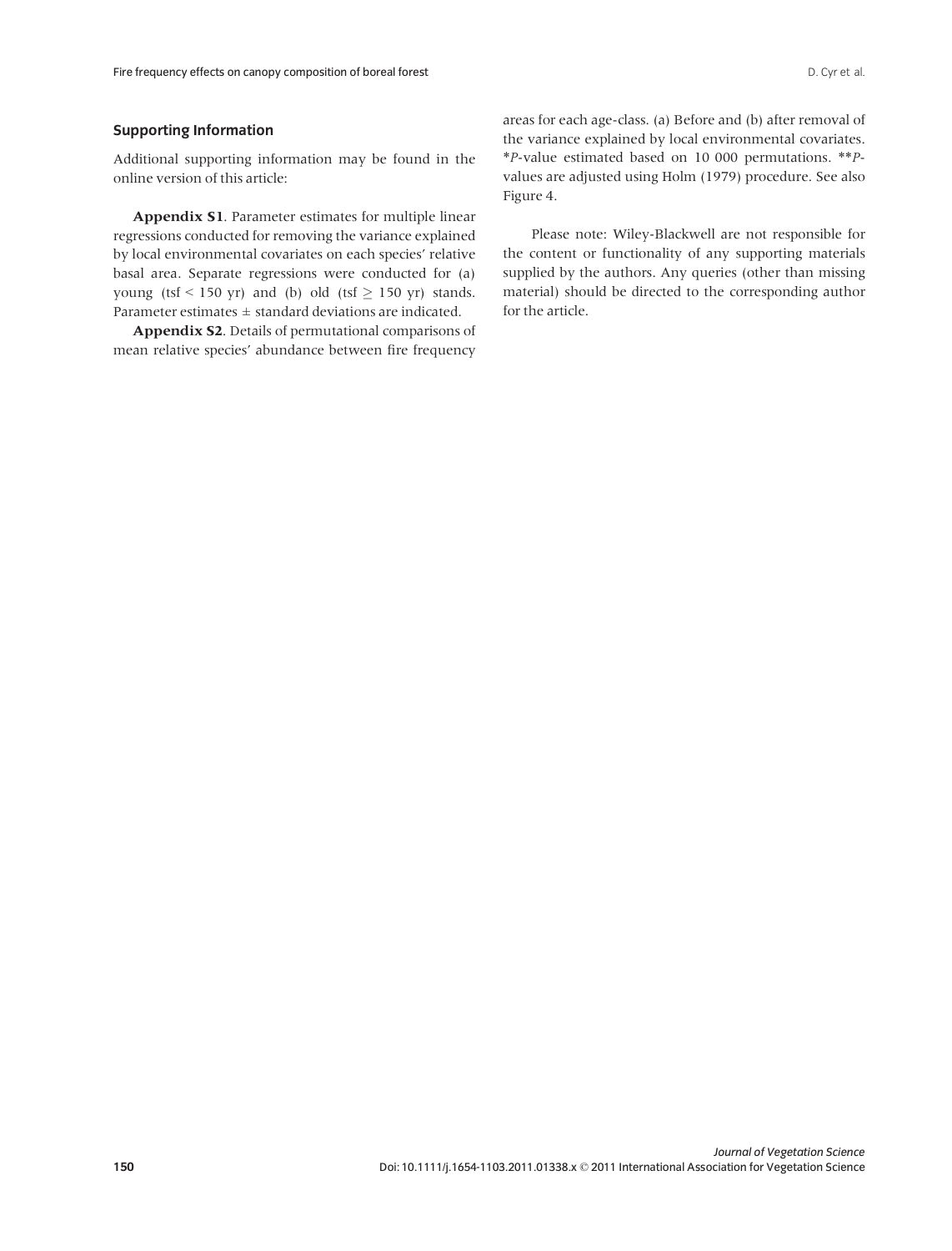## Supporting Information

Additional supporting information may be found in the online version of this article:

**Appendix S1**. Parameter estimates for multiple linear regressions conducted for removing the variance explained by local environmental covariates on each species' relative basal area. Separate regressions were conducted for (a) young (tsf < 150 yr) and (b) old (tsf $\geq$ 150 yr) stands. Parameter estimates $\pm$ standard deviations are indicated.

**Appendix S2**. Details of permutational comparisons of mean relative species' abundance between fire frequency areas for each age-class. (a) Before and (b) after removal of the variance explained by local environmental covariates. **P*-value estimated based on 10 000 permutations. ***P*-values are adjusted using Holm (1979) procedure. See also Figure 4.

Please note: Wiley-Blackwell are not responsible for the content or functionality of any supporting materials supplied by the authors. Any queries (other than missing material) should be directed to the corresponding author for the article.